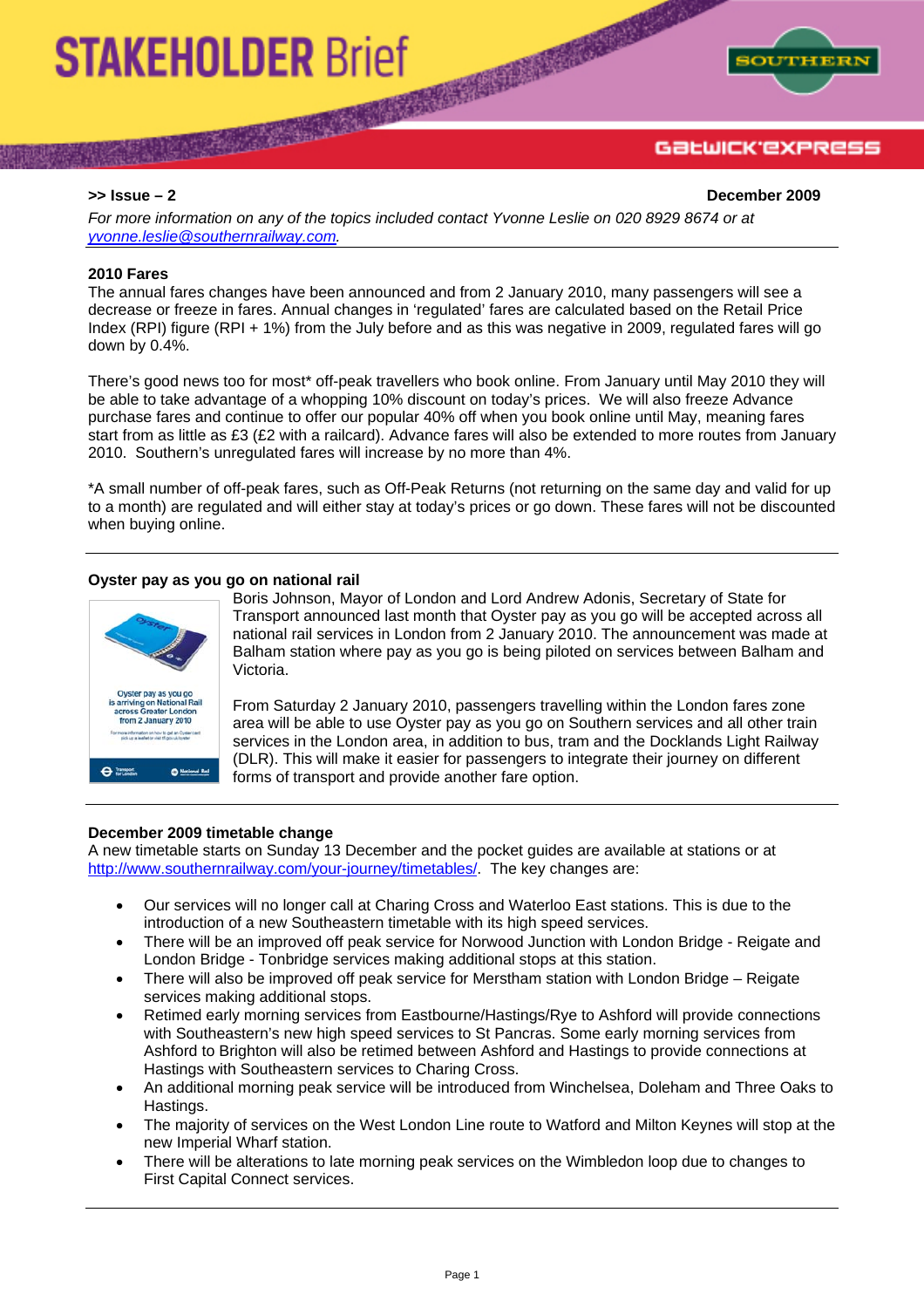# STAKEHOLDER Brief

SOUTHERN

Gatwick Express

**>> Issue – 2** **December 2009**

*For more information on any of the topics included contact Yvonne Leslie on 020 8929 8674 or at [yvonne.leslie@southernrailway.com](mailto:yvonne.leslie@southernrailway.com).*

---

## 2010 Fares

The annual fares changes have been announced and from 2 January 2010, many passengers will see a decrease or freeze in fares. Annual changes in 'regulated' fares are calculated based on the Retail Price Index (RPI) figure (RPI + 1%) from the July before and as this was negative in 2009, regulated fares will go down by 0.4%.

There's good news too for most* off-peak travellers who book online. From January until May 2010 they will be able to take advantage of a whopping 10% discount on today's prices. We will also freeze Advance purchase fares and continue to offer our popular 40% off when you book online until May, meaning fares start from as little as £3 (£2 with a railcard). Advance fares will also be extended to more routes from January 2010. Southern's unregulated fares will increase by no more than 4%.

*A small number of off-peak fares, such as Off-Peak Returns (not returning on the same day and valid for up to a month) are regulated and will either stay at today's prices or go down. These fares will not be discounted when buying online.

---

## Oyster pay as you go on national rail

Oyster pay as you go is arriving on National Rail across Greater London from 2 January 2010

Boris Johnson, Mayor of London and Lord Andrew Adonis, Secretary of State for Transport announced last month that Oyster pay as you go will be accepted across all national rail services in London from 2 January 2010. The announcement was made at Balham station where pay as you go is being piloted on services between Balham and Victoria.

From Saturday 2 January 2010, passengers travelling within the London fares zone area will be able to use Oyster pay as you go on Southern services and all other train services in the London area, in addition to bus, tram and the Docklands Light Railway (DLR). This will make it easier for passengers to integrate their journey on different forms of transport and provide another fare option.

---

## December 2009 timetable change

A new timetable starts on Sunday 13 December and the pocket guides are available at stations or at [http://www.southernrailway.com/your-journey/timetables/](http://www.southernrailway.com/your-journey/timetables/). The key changes are:

- Our services will no longer call at Charing Cross and Waterloo East stations. This is due to the introduction of a new Southeastern timetable with its high speed services.
- There will be an improved off peak service for Norwood Junction with London Bridge - Reigate and London Bridge - Tonbridge services making additional stops at this station.
- There will also be improved off peak service for Merstham station with London Bridge – Reigate services making additional stops.
- Retimed early morning services from Eastbourne/Hastings/Rye to Ashford will provide connections with Southeastern's new high speed services to St Pancras. Some early morning services from Ashford to Brighton will also be retimed between Ashford and Hastings to provide connections at Hastings with Southeastern services to Charing Cross.
- An additional morning peak service will be introduced from Winchelsea, Doleham and Three Oaks to Hastings.
- The majority of services on the West London Line route to Watford and Milton Keynes will stop at the new Imperial Wharf station.
- There will be alterations to late morning peak services on the Wimbledon loop due to changes to First Capital Connect services.

---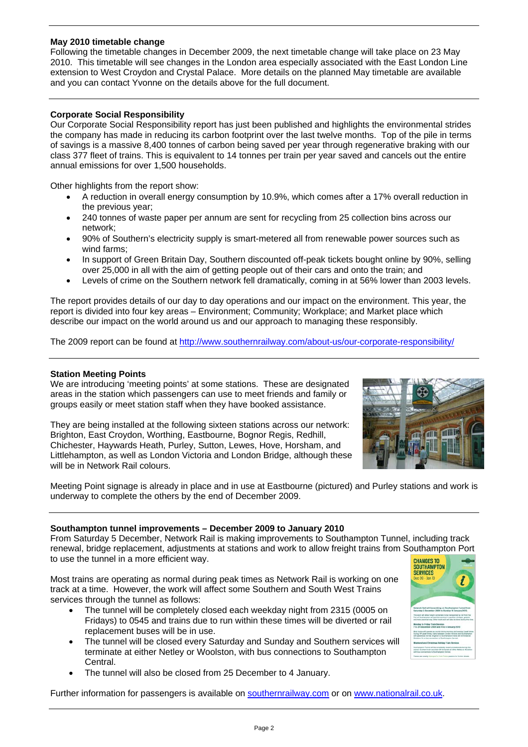**May 2010 timetable change**

Following the timetable changes in December 2009, the next timetable change will take place on 23 May 2010. This timetable will see changes in the London area especially associated with the East London Line extension to West Croydon and Crystal Palace. More details on the planned May timetable are available and you can contact Yvonne on the details above for the full document.

**Corporate Social Responsibility**

Our Corporate Social Responsibility report has just been published and highlights the environmental strides the company has made in reducing its carbon footprint over the last twelve months. Top of the pile in terms of savings is a massive 8,400 tonnes of carbon being saved per year through regenerative braking with our class 377 fleet of trains. This is equivalent to 14 tonnes per train per year saved and cancels out the entire annual emissions for over 1,500 households.

Other highlights from the report show:

- A reduction in overall energy consumption by 10.9%, which comes after a 17% overall reduction in the previous year;
- 240 tonnes of waste paper per annum are sent for recycling from 25 collection bins across our network;
- 90% of Southern's electricity supply is smart-metered all from renewable power sources such as wind farms;
- In support of Green Britain Day, Southern discounted off-peak tickets bought online by 90%, selling over 25,000 in all with the aim of getting people out of their cars and onto the train; and
- Levels of crime on the Southern network fell dramatically, coming in at 56% lower than 2003 levels.

The report provides details of our day to day operations and our impact on the environment. This year, the report is divided into four key areas – Environment; Community; Workplace; and Market place which describe our impact on the world around us and our approach to managing these responsibly.

The 2009 report can be found at http://www.southernrailway.com/about-us/our-corporate-responsibility/

**Station Meeting Points**

We are introducing 'meeting points' at some stations. These are designated areas in the station which passengers can use to meet friends and family or groups easily or meet station staff when they have booked assistance.

They are being installed at the following sixteen stations across our network: Brighton, East Croydon, Worthing, Eastbourne, Bognor Regis, Redhill, Chichester, Haywards Heath, Purley, Sutton, Lewes, Hove, Horsham, and Littlehampton, as well as London Victoria and London Bridge, although these will be in Network Rail colours.

Meeting Point signage is already in place and in use at Eastbourne (pictured) and Purley stations and work is underway to complete the others by the end of December 2009.

**Southampton tunnel improvements – December 2009 to January 2010**

From Saturday 5 December, Network Rail is making improvements to Southampton Tunnel, including track renewal, bridge replacement, adjustments at stations and work to allow freight trains from Southampton Port to use the tunnel in a more efficient way.

Most trains are operating as normal during peak times as Network Rail is working on one track at a time. However, the work will affect some Southern and South West Trains services through the tunnel as follows:

- The tunnel will be completely closed each weekday night from 2315 (0005 on Fridays) to 0545 and trains due to run within these times will be diverted or rail replacement buses will be in use.
- The tunnel will be closed every Saturday and Sunday and Southern services will terminate at either Netley or Woolston, with bus connections to Southampton Central.
- The tunnel will also be closed from 25 December to 4 January.

Further information for passengers is available on southernrailway.com or on www.nationalrail.co.uk.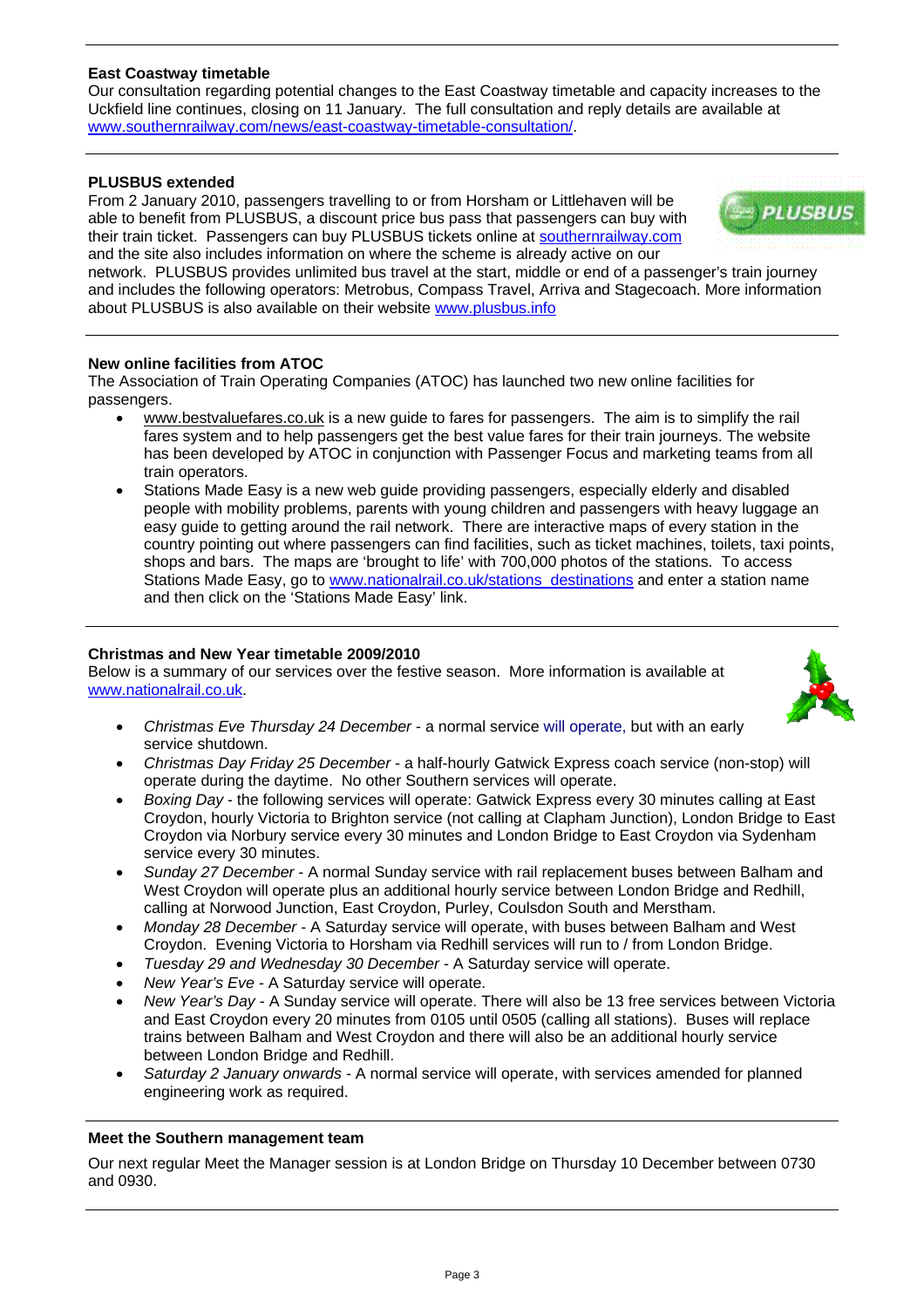### East Coastway timetable

Our consultation regarding potential changes to the East Coastway timetable and capacity increases to the Uckfield line continues, closing on 11 January. The full consultation and reply details are available at www.southernrailway.com/news/east-coastway-timetable-consultation/.

### PLUSBUS extended

From 2 January 2010, passengers travelling to or from Horsham or Littlehaven will be able to benefit from PLUSBUS, a discount price bus pass that passengers can buy with their train ticket. Passengers can buy PLUSBUS tickets online at southernrailway.com and the site also includes information on where the scheme is already active on our network. PLUSBUS provides unlimited bus travel at the start, middle or end of a passenger's train journey and includes the following operators: Metrobus, Compass Travel, Arriva and Stagecoach. More information about PLUSBUS is also available on their website www.plusbus.info

### New online facilities from ATOC

The Association of Train Operating Companies (ATOC) has launched two new online facilities for passengers.

- www.bestvaluefares.co.uk is a new guide to fares for passengers. The aim is to simplify the rail fares system and to help passengers get the best value fares for their train journeys. The website has been developed by ATOC in conjunction with Passenger Focus and marketing teams from all train operators.
- Stations Made Easy is a new web guide providing passengers, especially elderly and disabled people with mobility problems, parents with young children and passengers with heavy luggage an easy guide to getting around the rail network. There are interactive maps of every station in the country pointing out where passengers can find facilities, such as ticket machines, toilets, taxi points, shops and bars. The maps are 'brought to life' with 700,000 photos of the stations. To access Stations Made Easy, go to www.nationalrail.co.uk/stations_destinations and enter a station name and then click on the 'Stations Made Easy' link.

### Christmas and New Year timetable 2009/2010

Below is a summary of our services over the festive season. More information is available at www.nationalrail.co.uk.

- *Christmas Eve Thursday 24 December* - a normal service will operate, but with an early service shutdown.
- *Christmas Day Friday 25 December* - a half-hourly Gatwick Express coach service (non-stop) will operate during the daytime. No other Southern services will operate.
- *Boxing Day* - the following services will operate: Gatwick Express every 30 minutes calling at East Croydon, hourly Victoria to Brighton service (not calling at Clapham Junction), London Bridge to East Croydon via Norbury service every 30 minutes and London Bridge to East Croydon via Sydenham service every 30 minutes.
- *Sunday 27 December* - A normal Sunday service with rail replacement buses between Balham and West Croydon will operate plus an additional hourly service between London Bridge and Redhill, calling at Norwood Junction, East Croydon, Purley, Coulsdon South and Merstham.
- *Monday 28 December* - A Saturday service will operate, with buses between Balham and West Croydon. Evening Victoria to Horsham via Redhill services will run to / from London Bridge.
- *Tuesday 29 and Wednesday 30 December* - A Saturday service will operate.
- *New Year's Eve* - A Saturday service will operate.
- *New Year's Day* - A Sunday service will operate. There will also be 13 free services between Victoria and East Croydon every 20 minutes from 0105 until 0505 (calling all stations). Buses will replace trains between Balham and West Croydon and there will also be an additional hourly service between London Bridge and Redhill.
- *Saturday 2 January onwards* - A normal service will operate, with services amended for planned engineering work as required.

### Meet the Southern management team

Our next regular Meet the Manager session is at London Bridge on Thursday 10 December between 0730 and 0930.